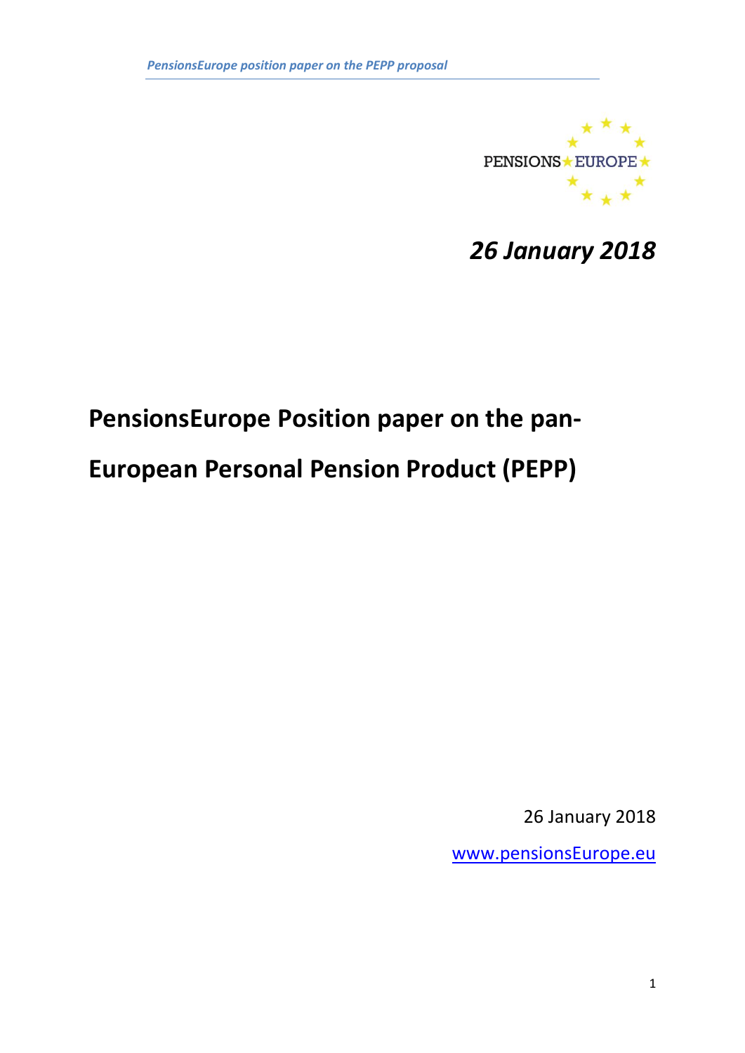PENSIONS EUROPE

*26 January 2018*

# PensionsEurope Position paper on the pan-European Personal Pension Product (PEPP)

26 January 2018

www.pensionsEurope.eu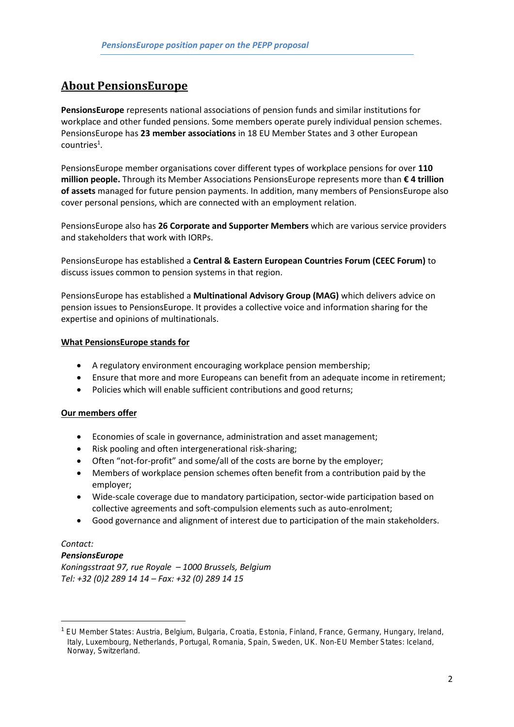## About PensionsEurope

**PensionsEurope** represents national associations of pension funds and similar institutions for workplace and other funded pensions. Some members operate purely individual pension schemes. PensionsEurope has **23 member associations** in 18 EU Member States and 3 other European countries[1].

PensionsEurope member organisations cover different types of workplace pensions for over **110 million people.** Through its Member Associations PensionsEurope represents more than **€ 4 trillion of assets** managed for future pension payments. In addition, many members of PensionsEurope also cover personal pensions, which are connected with an employment relation.

PensionsEurope also has **26 Corporate and Supporter Members** which are various service providers and stakeholders that work with IORPs.

PensionsEurope has established a **Central & Eastern European Countries Forum (CEEC Forum)** to discuss issues common to pension systems in that region.

PensionsEurope has established a **Multinational Advisory Group (MAG)** which delivers advice on pension issues to PensionsEurope. It provides a collective voice and information sharing for the expertise and opinions of multinationals.

**What PensionsEurope stands for**

- A regulatory environment encouraging workplace pension membership;
- Ensure that more and more Europeans can benefit from an adequate income in retirement;
- Policies which will enable sufficient contributions and good returns;

**Our members offer**

- Economies of scale in governance, administration and asset management;
- Risk pooling and often intergenerational risk-sharing;
- Often "not-for-profit" and some/all of the costs are borne by the employer;
- Members of workplace pension schemes often benefit from a contribution paid by the employer;
- Wide-scale coverage due to mandatory participation, sector-wide participation based on collective agreements and soft-compulsion elements such as auto-enrolment;
- Good governance and alignment of interest due to participation of the main stakeholders.

*Contact:*
***PensionsEurope***
*Koningsstraat 97, rue Royale – 1000 Brussels, Belgium*
*Tel: +32 (0)2 289 14 14 – Fax: +32 (0) 289 14 15*

[1] EU Member States: Austria, Belgium, Bulgaria, Croatia, Estonia, Finland, France, Germany, Hungary, Ireland, Italy, Luxembourg, Netherlands, Portugal, Romania, Spain, Sweden, UK. Non-EU Member States: Iceland, Norway, Switzerland.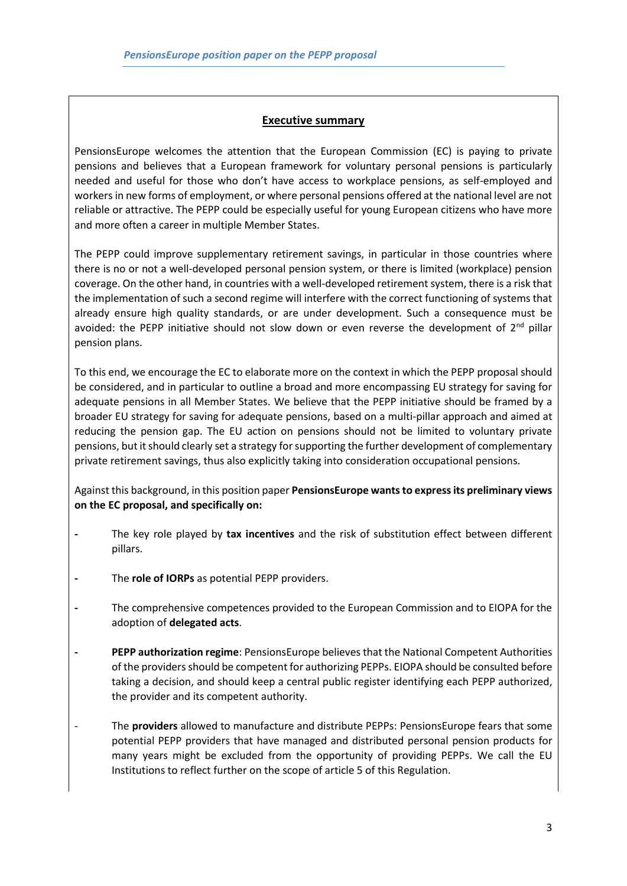## Executive summary

PensionsEurope welcomes the attention that the European Commission (EC) is paying to private pensions and believes that a European framework for voluntary personal pensions is particularly needed and useful for those who don't have access to workplace pensions, as self-employed and workers in new forms of employment, or where personal pensions offered at the national level are not reliable or attractive. The PEPP could be especially useful for young European citizens who have more and more often a career in multiple Member States.

The PEPP could improve supplementary retirement savings, in particular in those countries where there is no or not a well-developed personal pension system, or there is limited (workplace) pension coverage. On the other hand, in countries with a well-developed retirement system, there is a risk that the implementation of such a second regime will interfere with the correct functioning of systems that already ensure high quality standards, or are under development. Such a consequence must be avoided: the PEPP initiative should not slow down or even reverse the development of 2nd pillar pension plans.

To this end, we encourage the EC to elaborate more on the context in which the PEPP proposal should be considered, and in particular to outline a broad and more encompassing EU strategy for saving for adequate pensions in all Member States. We believe that the PEPP initiative should be framed by a broader EU strategy for saving for adequate pensions, based on a multi-pillar approach and aimed at reducing the pension gap. The EU action on pensions should not be limited to voluntary private pensions, but it should clearly set a strategy for supporting the further development of complementary private retirement savings, thus also explicitly taking into consideration occupational pensions.

Against this background, in this position paper **PensionsEurope wants to express its preliminary views on the EC proposal, and specifically on:**

- The key role played by **tax incentives** and the risk of substitution effect between different pillars.
- The **role of IORPs** as potential PEPP providers.
- The comprehensive competences provided to the European Commission and to EIOPA for the adoption of **delegated acts**.
- **PEPP authorization regime**: PensionsEurope believes that the National Competent Authorities of the providers should be competent for authorizing PEPPs. EIOPA should be consulted before taking a decision, and should keep a central public register identifying each PEPP authorized, the provider and its competent authority.
- The **providers** allowed to manufacture and distribute PEPPs: PensionsEurope fears that some potential PEPP providers that have managed and distributed personal pension products for many years might be excluded from the opportunity of providing PEPPs. We call the EU Institutions to reflect further on the scope of article 5 of this Regulation.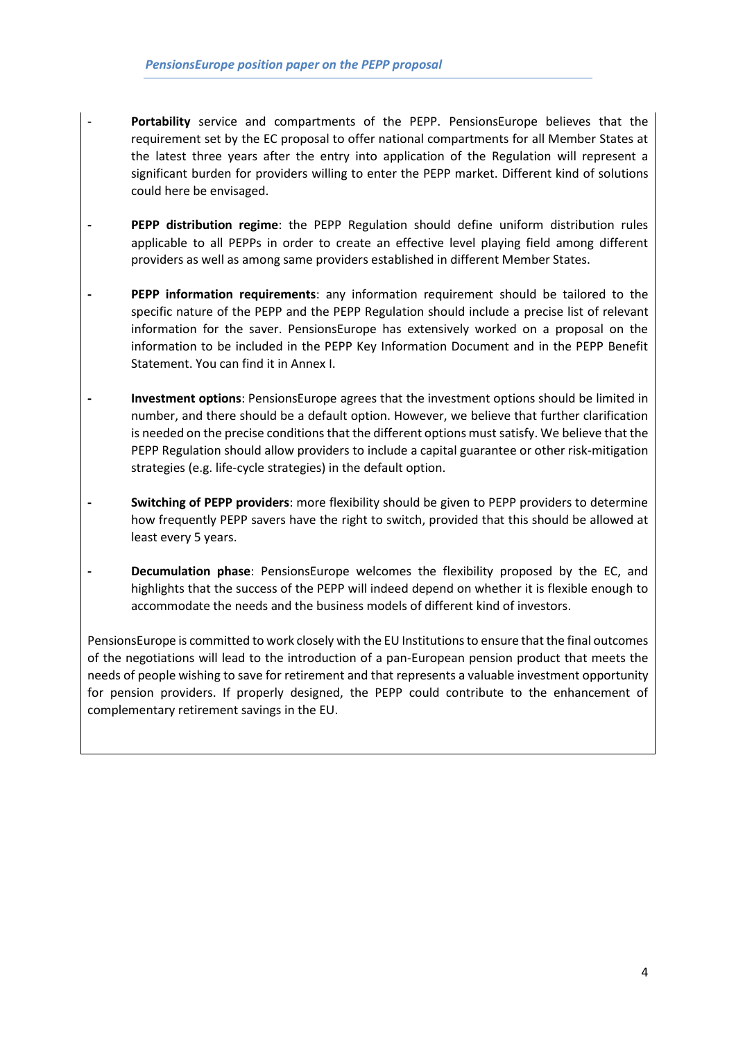- **Portability** service and compartments of the PEPP. PensionsEurope believes that the requirement set by the EC proposal to offer national compartments for all Member States at the latest three years after the entry into application of the Regulation will represent a significant burden for providers willing to enter the PEPP market. Different kind of solutions could here be envisaged.

- **PEPP distribution regime**: the PEPP Regulation should define uniform distribution rules applicable to all PEPPs in order to create an effective level playing field among different providers as well as among same providers established in different Member States.

- **PEPP information requirements**: any information requirement should be tailored to the specific nature of the PEPP and the PEPP Regulation should include a precise list of relevant information for the saver. PensionsEurope has extensively worked on a proposal on the information to be included in the PEPP Key Information Document and in the PEPP Benefit Statement. You can find it in Annex I.

- **Investment options**: PensionsEurope agrees that the investment options should be limited in number, and there should be a default option. However, we believe that further clarification is needed on the precise conditions that the different options must satisfy. We believe that the PEPP Regulation should allow providers to include a capital guarantee or other risk-mitigation strategies (e.g. life-cycle strategies) in the default option.

- **Switching of PEPP providers**: more flexibility should be given to PEPP providers to determine how frequently PEPP savers have the right to switch, provided that this should be allowed at least every 5 years.

- **Decumulation phase**: PensionsEurope welcomes the flexibility proposed by the EC, and highlights that the success of the PEPP will indeed depend on whether it is flexible enough to accommodate the needs and the business models of different kind of investors.

PensionsEurope is committed to work closely with the EU Institutions to ensure that the final outcomes of the negotiations will lead to the introduction of a pan-European pension product that meets the needs of people wishing to save for retirement and that represents a valuable investment opportunity for pension providers. If properly designed, the PEPP could contribute to the enhancement of complementary retirement savings in the EU.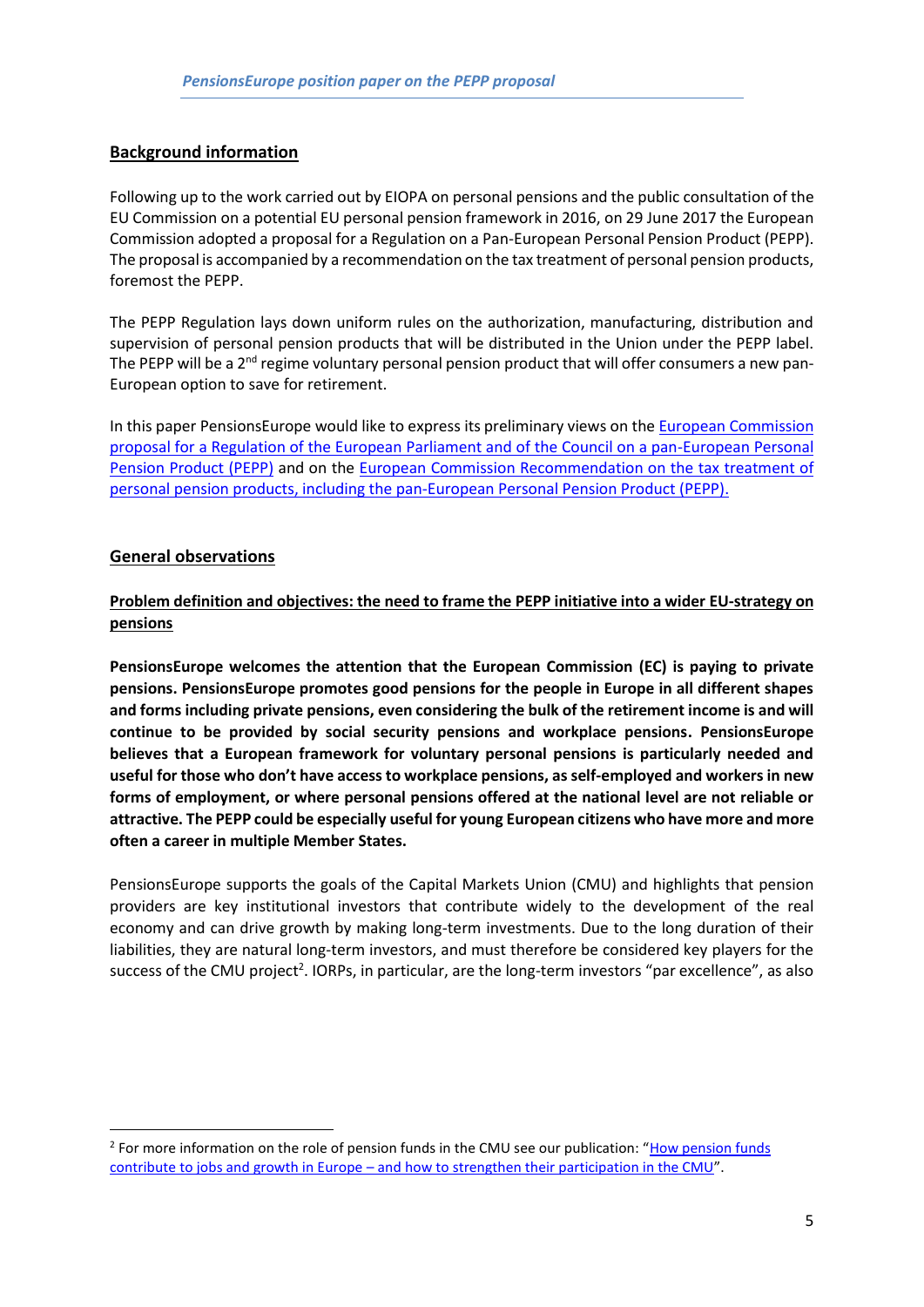## Background information

Following up to the work carried out by EIOPA on personal pensions and the public consultation of the EU Commission on a potential EU personal pension framework in 2016, on 29 June 2017 the European Commission adopted a proposal for a Regulation on a Pan-European Personal Pension Product (PEPP). The proposal is accompanied by a recommendation on the tax treatment of personal pension products, foremost the PEPP.

The PEPP Regulation lays down uniform rules on the authorization, manufacturing, distribution and supervision of personal pension products that will be distributed in the Union under the PEPP label. The PEPP will be a 2nd regime voluntary personal pension product that will offer consumers a new pan-European option to save for retirement.

In this paper PensionsEurope would like to express its preliminary views on the European Commission proposal for a Regulation of the European Parliament and of the Council on a pan-European Personal Pension Product (PEPP) and on the European Commission Recommendation on the tax treatment of personal pension products, including the pan-European Personal Pension Product (PEPP).

## General observations

### Problem definition and objectives: the need to frame the PEPP initiative into a wider EU-strategy on pensions

**PensionsEurope welcomes the attention that the European Commission (EC) is paying to private pensions. PensionsEurope promotes good pensions for the people in Europe in all different shapes and forms including private pensions, even considering the bulk of the retirement income is and will continue to be provided by social security pensions and workplace pensions. PensionsEurope believes that a European framework for voluntary personal pensions is particularly needed and useful for those who don't have access to workplace pensions, as self-employed and workers in new forms of employment, or where personal pensions offered at the national level are not reliable or attractive. The PEPP could be especially useful for young European citizens who have more and more often a career in multiple Member States.**

PensionsEurope supports the goals of the Capital Markets Union (CMU) and highlights that pension providers are key institutional investors that contribute widely to the development of the real economy and can drive growth by making long-term investments. Due to the long duration of their liabilities, they are natural long-term investors, and must therefore be considered key players for the success of the CMU project[2]. IORPs, in particular, are the long-term investors "par excellence", as also

[2] For more information on the role of pension funds in the CMU see our publication: "How pension funds contribute to jobs and growth in Europe – and how to strengthen their participation in the CMU".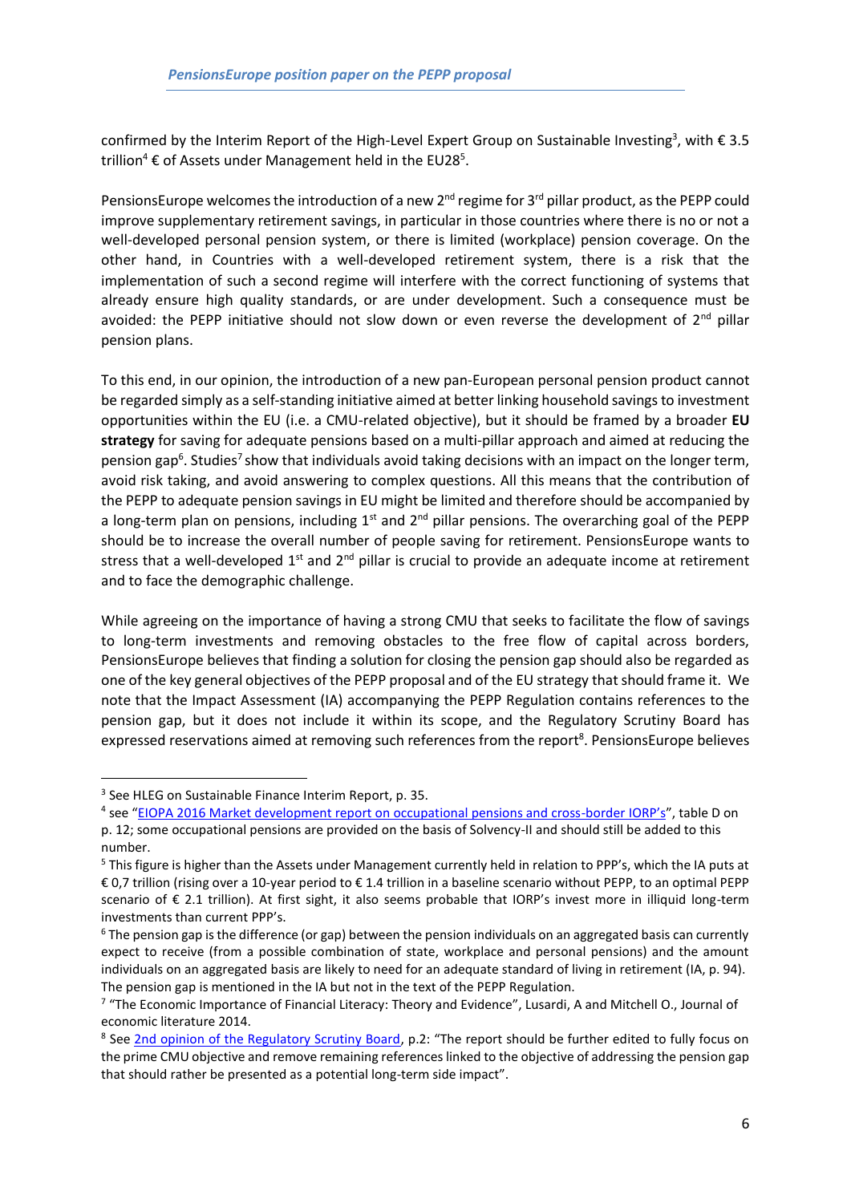confirmed by the Interim Report of the High-Level Expert Group on Sustainable Investing[3], with € 3.5 trillion[4] € of Assets under Management held in the EU28[5].

PensionsEurope welcomes the introduction of a new 2nd regime for 3rd pillar product, as the PEPP could improve supplementary retirement savings, in particular in those countries where there is no or not a well-developed personal pension system, or there is limited (workplace) pension coverage. On the other hand, in Countries with a well-developed retirement system, there is a risk that the implementation of such a second regime will interfere with the correct functioning of systems that already ensure high quality standards, or are under development. Such a consequence must be avoided: the PEPP initiative should not slow down or even reverse the development of 2nd pillar pension plans.

To this end, in our opinion, the introduction of a new pan-European personal pension product cannot be regarded simply as a self-standing initiative aimed at better linking household savings to investment opportunities within the EU (i.e. a CMU-related objective), but it should be framed by a broader **EU strategy** for saving for adequate pensions based on a multi-pillar approach and aimed at reducing the pension gap[6]. Studies[7] show that individuals avoid taking decisions with an impact on the longer term, avoid risk taking, and avoid answering to complex questions. All this means that the contribution of the PEPP to adequate pension savings in EU might be limited and therefore should be accompanied by a long-term plan on pensions, including 1st and 2nd pillar pensions. The overarching goal of the PEPP should be to increase the overall number of people saving for retirement. PensionsEurope wants to stress that a well-developed 1st and 2nd pillar is crucial to provide an adequate income at retirement and to face the demographic challenge.

While agreeing on the importance of having a strong CMU that seeks to facilitate the flow of savings to long-term investments and removing obstacles to the free flow of capital across borders, PensionsEurope believes that finding a solution for closing the pension gap should also be regarded as one of the key general objectives of the PEPP proposal and of the EU strategy that should frame it. We note that the Impact Assessment (IA) accompanying the PEPP Regulation contains references to the pension gap, but it does not include it within its scope, and the Regulatory Scrutiny Board has expressed reservations aimed at removing such references from the report[8]. PensionsEurope believes

---

[3] See HLEG on Sustainable Finance Interim Report, p. 35.

[4] see "[EIOPA 2016 Market development report on occupational pensions and cross-border IORP's]()", table D on p. 12; some occupational pensions are provided on the basis of Solvency-II and should still be added to this number.

[5] This figure is higher than the Assets under Management currently held in relation to PPP's, which the IA puts at € 0,7 trillion (rising over a 10-year period to € 1.4 trillion in a baseline scenario without PEPP, to an optimal PEPP scenario of € 2.1 trillion). At first sight, it also seems probable that IORP's invest more in illiquid long-term investments than current PPP's.

[6] The pension gap is the difference (or gap) between the pension individuals on an aggregated basis can currently expect to receive (from a possible combination of state, workplace and personal pensions) and the amount individuals on an aggregated basis are likely to need for an adequate standard of living in retirement (IA, p. 94). The pension gap is mentioned in the IA but not in the text of the PEPP Regulation.

[7] "The Economic Importance of Financial Literacy: Theory and Evidence", Lusardi, A and Mitchell O., Journal of economic literature 2014.

[8] See [2nd opinion of the Regulatory Scrutiny Board](), p.2: "The report should be further edited to fully focus on the prime CMU objective and remove remaining references linked to the objective of addressing the pension gap that should rather be presented as a potential long-term side impact".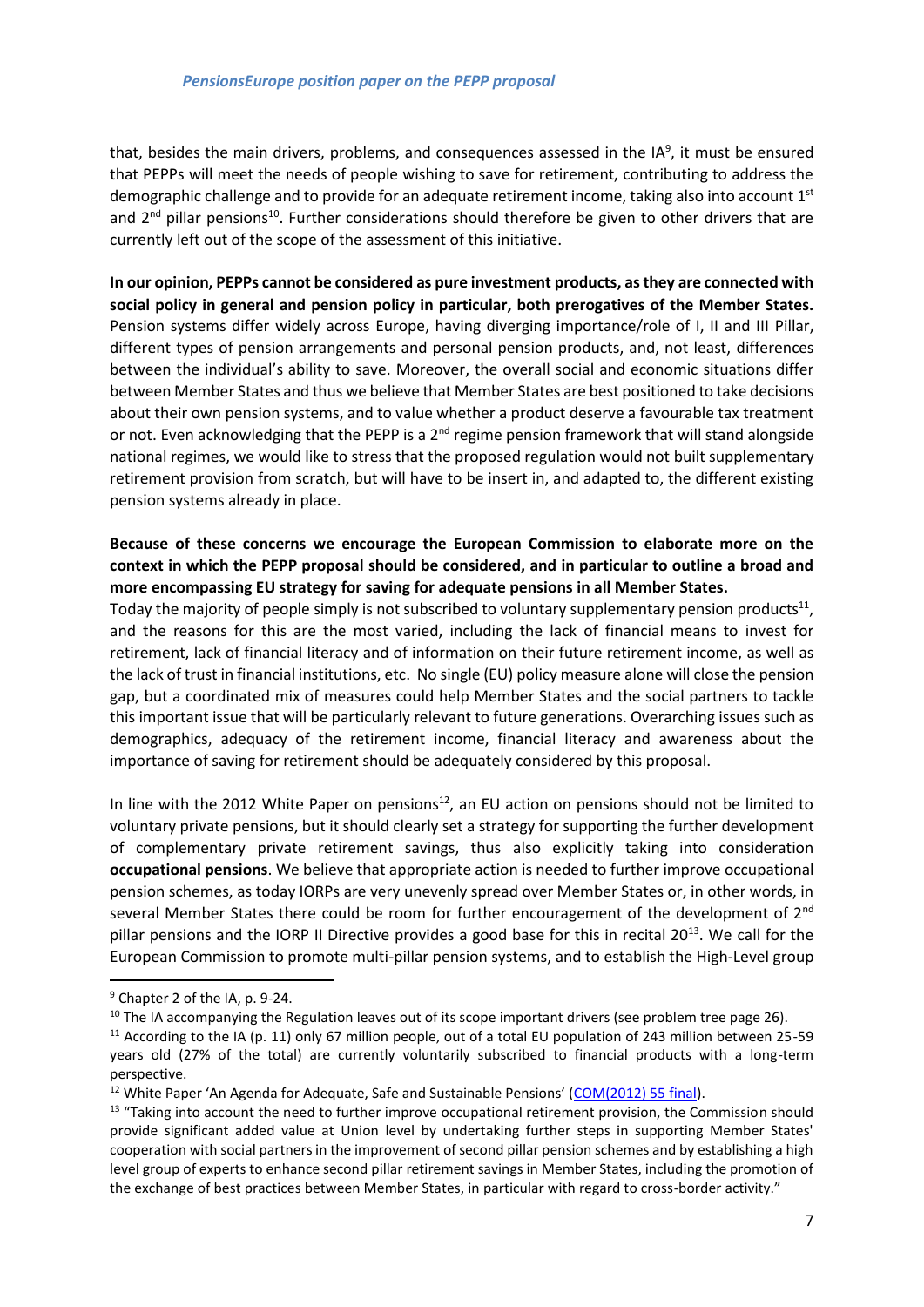that, besides the main drivers, problems, and consequences assessed in the IA[9], it must be ensured that PEPPs will meet the needs of people wishing to save for retirement, contributing to address the demographic challenge and to provide for an adequate retirement income, taking also into account 1st and 2nd pillar pensions[10]. Further considerations should therefore be given to other drivers that are currently left out of the scope of the assessment of this initiative.

**In our opinion, PEPPs cannot be considered as pure investment products, as they are connected with social policy in general and pension policy in particular, both prerogatives of the Member States.** Pension systems differ widely across Europe, having diverging importance/role of I, II and III Pillar, different types of pension arrangements and personal pension products, and, not least, differences between the individual's ability to save. Moreover, the overall social and economic situations differ between Member States and thus we believe that Member States are best positioned to take decisions about their own pension systems, and to value whether a product deserve a favourable tax treatment or not. Even acknowledging that the PEPP is a 2nd regime pension framework that will stand alongside national regimes, we would like to stress that the proposed regulation would not built supplementary retirement provision from scratch, but will have to be insert in, and adapted to, the different existing pension systems already in place.

**Because of these concerns we encourage the European Commission to elaborate more on the context in which the PEPP proposal should be considered, and in particular to outline a broad and more encompassing EU strategy for saving for adequate pensions in all Member States.**

Today the majority of people simply is not subscribed to voluntary supplementary pension products[11], and the reasons for this are the most varied, including the lack of financial means to invest for retirement, lack of financial literacy and of information on their future retirement income, as well as the lack of trust in financial institutions, etc. No single (EU) policy measure alone will close the pension gap, but a coordinated mix of measures could help Member States and the social partners to tackle this important issue that will be particularly relevant to future generations. Overarching issues such as demographics, adequacy of the retirement income, financial literacy and awareness about the importance of saving for retirement should be adequately considered by this proposal.

In line with the 2012 White Paper on pensions[12], an EU action on pensions should not be limited to voluntary private pensions, but it should clearly set a strategy for supporting the further development of complementary private retirement savings, thus also explicitly taking into consideration **occupational pensions**. We believe that appropriate action is needed to further improve occupational pension schemes, as today IORPs are very unevenly spread over Member States or, in other words, in several Member States there could be room for further encouragement of the development of 2nd pillar pensions and the IORP II Directive provides a good base for this in recital 20[13]. We call for the European Commission to promote multi-pillar pension systems, and to establish the High-Level group

---

[9] Chapter 2 of the IA, p. 9-24.

[10] The IA accompanying the Regulation leaves out of its scope important drivers (see problem tree page 26).

[11] According to the IA (p. 11) only 67 million people, out of a total EU population of 243 million between 25-59 years old (27% of the total) are currently voluntarily subscribed to financial products with a long-term perspective.

[12] White Paper 'An Agenda for Adequate, Safe and Sustainable Pensions' (COM(2012) 55 final).

[13] "Taking into account the need to further improve occupational retirement provision, the Commission should provide significant added value at Union level by undertaking further steps in supporting Member States' cooperation with social partners in the improvement of second pillar pension schemes and by establishing a high level group of experts to enhance second pillar retirement savings in Member States, including the promotion of the exchange of best practices between Member States, in particular with regard to cross-border activity."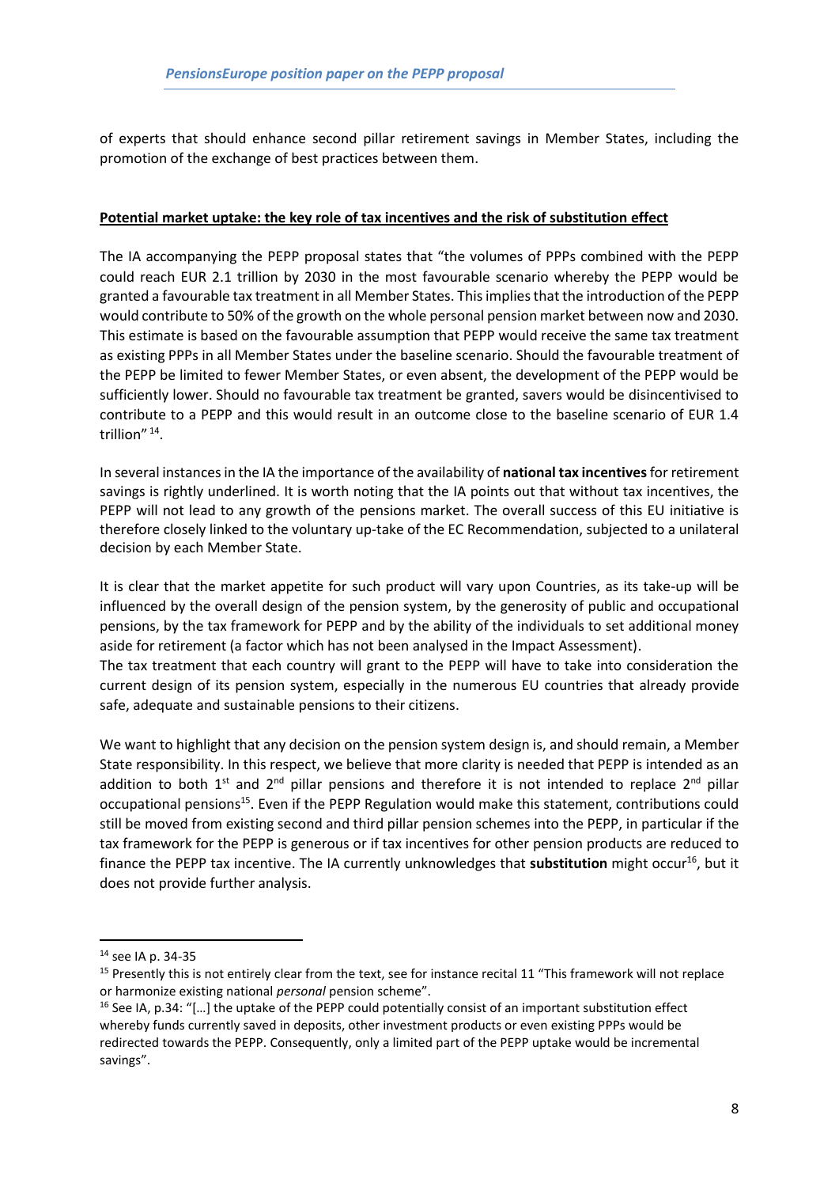of experts that should enhance second pillar retirement savings in Member States, including the promotion of the exchange of best practices between them.

**Potential market uptake: the key role of tax incentives and the risk of substitution effect**

The IA accompanying the PEPP proposal states that "the volumes of PPPs combined with the PEPP could reach EUR 2.1 trillion by 2030 in the most favourable scenario whereby the PEPP would be granted a favourable tax treatment in all Member States. This implies that the introduction of the PEPP would contribute to 50% of the growth on the whole personal pension market between now and 2030. This estimate is based on the favourable assumption that PEPP would receive the same tax treatment as existing PPPs in all Member States under the baseline scenario. Should the favourable treatment of the PEPP be limited to fewer Member States, or even absent, the development of the PEPP would be sufficiently lower. Should no favourable tax treatment be granted, savers would be disincentivised to contribute to a PEPP and this would result in an outcome close to the baseline scenario of EUR 1.4 trillion" [14].

In several instances in the IA the importance of the availability of **national tax incentives** for retirement savings is rightly underlined. It is worth noting that the IA points out that without tax incentives, the PEPP will not lead to any growth of the pensions market. The overall success of this EU initiative is therefore closely linked to the voluntary up-take of the EC Recommendation, subjected to a unilateral decision by each Member State.

It is clear that the market appetite for such product will vary upon Countries, as its take-up will be influenced by the overall design of the pension system, by the generosity of public and occupational pensions, by the tax framework for PEPP and by the ability of the individuals to set additional money aside for retirement (a factor which has not been analysed in the Impact Assessment).
The tax treatment that each country will grant to the PEPP will have to take into consideration the current design of its pension system, especially in the numerous EU countries that already provide safe, adequate and sustainable pensions to their citizens.

We want to highlight that any decision on the pension system design is, and should remain, a Member State responsibility. In this respect, we believe that more clarity is needed that PEPP is intended as an addition to both 1st and 2nd pillar pensions and therefore it is not intended to replace 2nd pillar occupational pensions[15]. Even if the PEPP Regulation would make this statement, contributions could still be moved from existing second and third pillar pension schemes into the PEPP, in particular if the tax framework for the PEPP is generous or if tax incentives for other pension products are reduced to finance the PEPP tax incentive. The IA currently unknowledges that **substitution** might occur[16], but it does not provide further analysis.

---

[14] see IA p. 34-35

[15] Presently this is not entirely clear from the text, see for instance recital 11 "This framework will not replace or harmonize existing national *personal* pension scheme".

[16] See IA, p.34: "[…] the uptake of the PEPP could potentially consist of an important substitution effect whereby funds currently saved in deposits, other investment products or even existing PPPs would be redirected towards the PEPP. Consequently, only a limited part of the PEPP uptake would be incremental savings".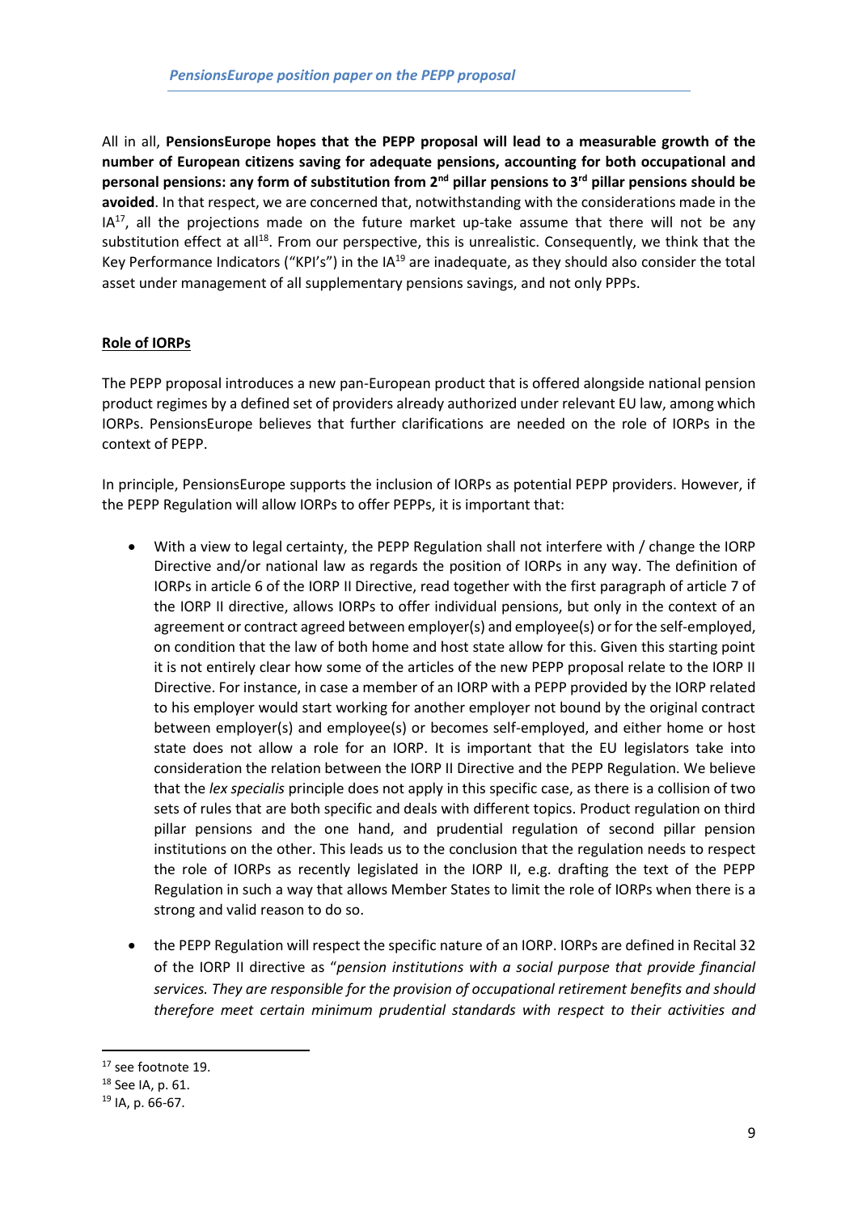All in all, **PensionsEurope hopes that the PEPP proposal will lead to a measurable growth of the number of European citizens saving for adequate pensions, accounting for both occupational and personal pensions: any form of substitution from 2nd pillar pensions to 3rd pillar pensions should be avoided**. In that respect, we are concerned that, notwithstanding with the considerations made in the IA[17], all the projections made on the future market up-take assume that there will not be any substitution effect at all[18]. From our perspective, this is unrealistic. Consequently, we think that the Key Performance Indicators ("KPI's") in the IA[19] are inadequate, as they should also consider the total asset under management of all supplementary pensions savings, and not only PPPs.

**Role of IORPs**

The PEPP proposal introduces a new pan-European product that is offered alongside national pension product regimes by a defined set of providers already authorized under relevant EU law, among which IORPs. PensionsEurope believes that further clarifications are needed on the role of IORPs in the context of PEPP.

In principle, PensionsEurope supports the inclusion of IORPs as potential PEPP providers. However, if the PEPP Regulation will allow IORPs to offer PEPPs, it is important that:

- With a view to legal certainty, the PEPP Regulation shall not interfere with / change the IORP Directive and/or national law as regards the position of IORPs in any way. The definition of IORPs in article 6 of the IORP II Directive, read together with the first paragraph of article 7 of the IORP II directive, allows IORPs to offer individual pensions, but only in the context of an agreement or contract agreed between employer(s) and employee(s) or for the self-employed, on condition that the law of both home and host state allow for this. Given this starting point it is not entirely clear how some of the articles of the new PEPP proposal relate to the IORP II Directive. For instance, in case a member of an IORP with a PEPP provided by the IORP related to his employer would start working for another employer not bound by the original contract between employer(s) and employee(s) or becomes self-employed, and either home or host state does not allow a role for an IORP. It is important that the EU legislators take into consideration the relation between the IORP II Directive and the PEPP Regulation. We believe that the *lex specialis* principle does not apply in this specific case, as there is a collision of two sets of rules that are both specific and deals with different topics. Product regulation on third pillar pensions and the one hand, and prudential regulation of second pillar pension institutions on the other. This leads us to the conclusion that the regulation needs to respect the role of IORPs as recently legislated in the IORP II, e.g. drafting the text of the PEPP Regulation in such a way that allows Member States to limit the role of IORPs when there is a strong and valid reason to do so.

- the PEPP Regulation will respect the specific nature of an IORP. IORPs are defined in Recital 32 of the IORP II directive as "*pension institutions with a social purpose that provide financial services. They are responsible for the provision of occupational retirement benefits and should therefore meet certain minimum prudential standards with respect to their activities and*

[17] see footnote 19.

[18] See IA, p. 61.

[19] IA, p. 66-67.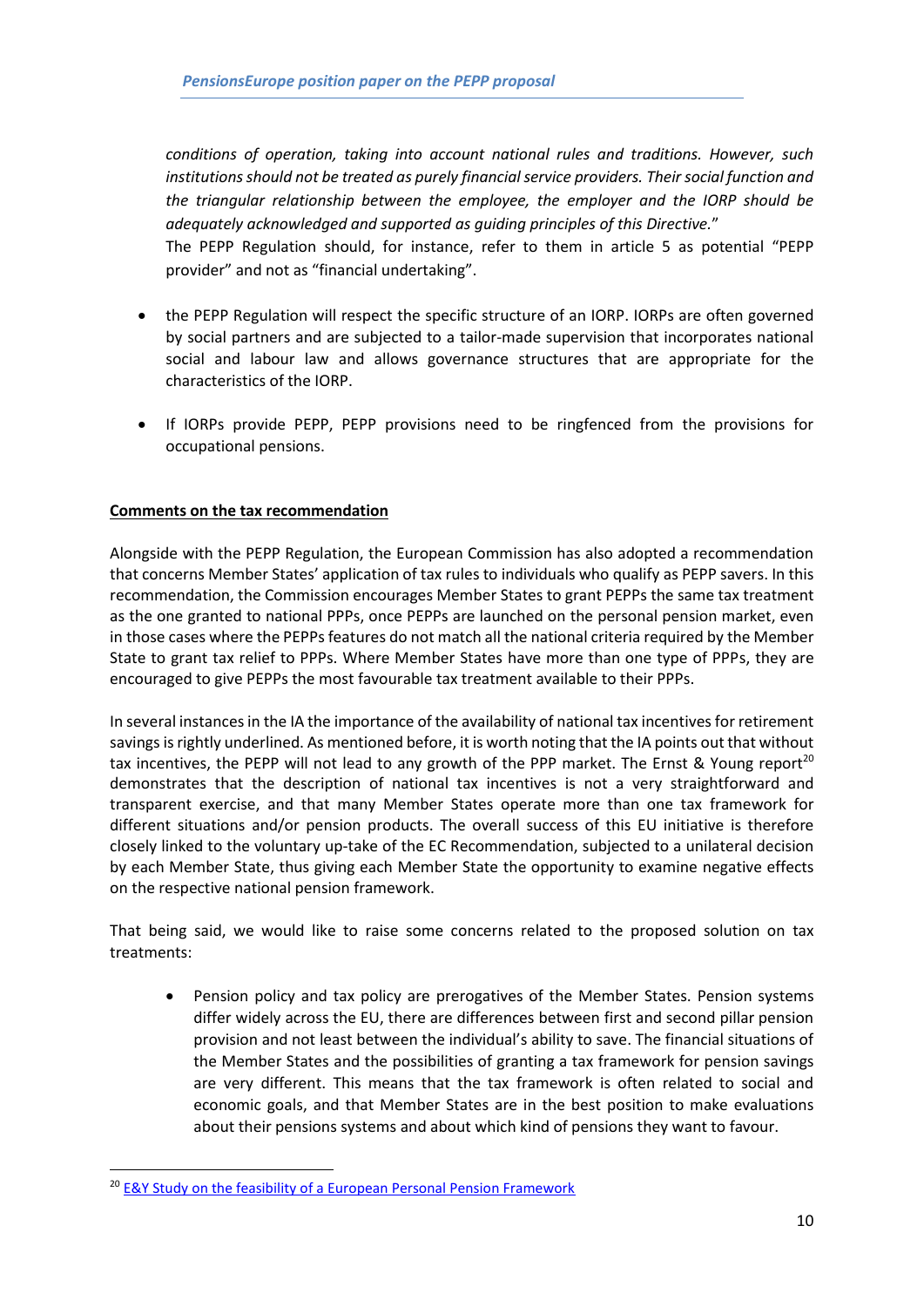*conditions of operation, taking into account national rules and traditions. However, such institutions should not be treated as purely financial service providers. Their social function and the triangular relationship between the employee, the employer and the IORP should be adequately acknowledged and supported as guiding principles of this Directive.*"
The PEPP Regulation should, for instance, refer to them in article 5 as potential "PEPP provider" and not as "financial undertaking".

- the PEPP Regulation will respect the specific structure of an IORP. IORPs are often governed by social partners and are subjected to a tailor-made supervision that incorporates national social and labour law and allows governance structures that are appropriate for the characteristics of the IORP.

- If IORPs provide PEPP, PEPP provisions need to be ringfenced from the provisions for occupational pensions.

**Comments on the tax recommendation**

Alongside with the PEPP Regulation, the European Commission has also adopted a recommendation that concerns Member States' application of tax rules to individuals who qualify as PEPP savers. In this recommendation, the Commission encourages Member States to grant PEPPs the same tax treatment as the one granted to national PPPs, once PEPPs are launched on the personal pension market, even in those cases where the PEPPs features do not match all the national criteria required by the Member State to grant tax relief to PPPs. Where Member States have more than one type of PPPs, they are encouraged to give PEPPs the most favourable tax treatment available to their PPPs.

In several instances in the IA the importance of the availability of national tax incentives for retirement savings is rightly underlined. As mentioned before, it is worth noting that the IA points out that without tax incentives, the PEPP will not lead to any growth of the PPP market. The Ernst & Young report[20] demonstrates that the description of national tax incentives is not a very straightforward and transparent exercise, and that many Member States operate more than one tax framework for different situations and/or pension products. The overall success of this EU initiative is therefore closely linked to the voluntary up-take of the EC Recommendation, subjected to a unilateral decision by each Member State, thus giving each Member State the opportunity to examine negative effects on the respective national pension framework.

That being said, we would like to raise some concerns related to the proposed solution on tax treatments:

- Pension policy and tax policy are prerogatives of the Member States. Pension systems differ widely across the EU, there are differences between first and second pillar pension provision and not least between the individual's ability to save. The financial situations of the Member States and the possibilities of granting a tax framework for pension savings are very different. This means that the tax framework is often related to social and economic goals, and that Member States are in the best position to make evaluations about their pensions systems and about which kind of pensions they want to favour.

---

[20] E&Y Study on the feasibility of a European Personal Pension Framework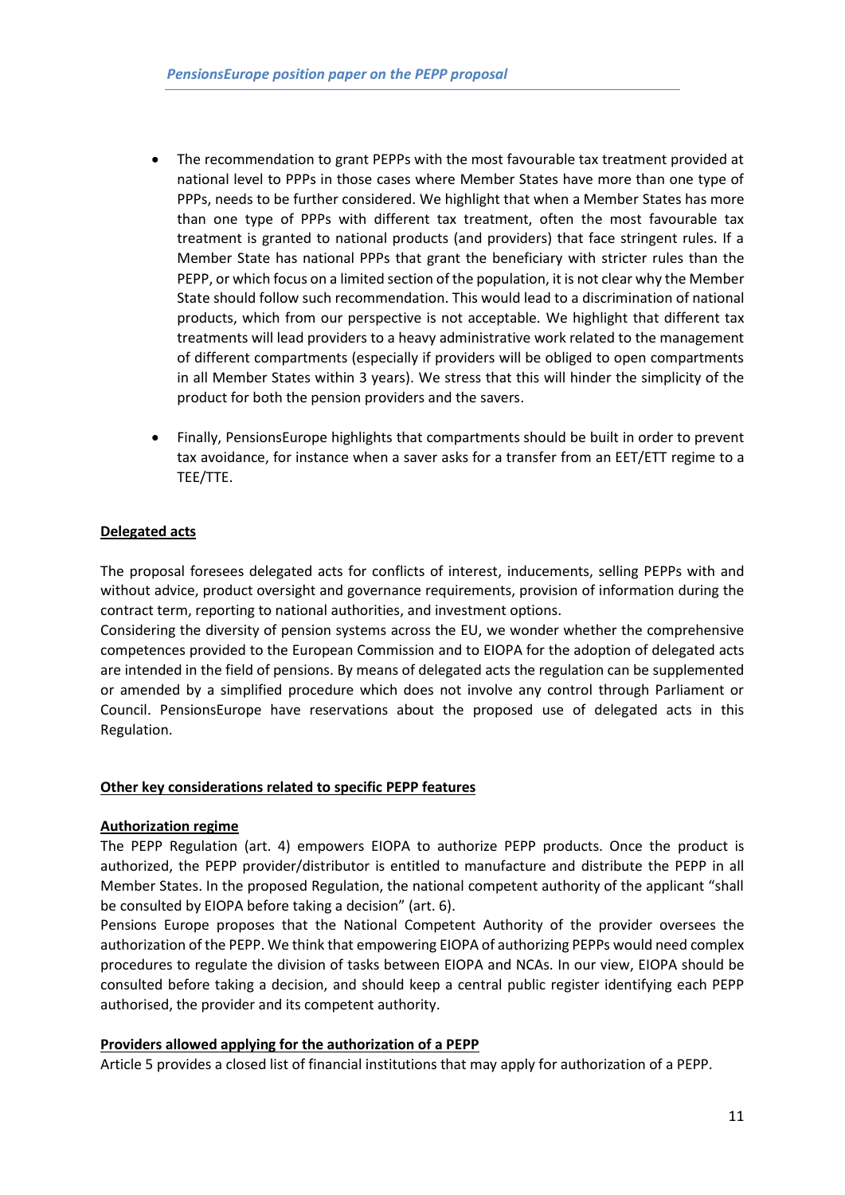- The recommendation to grant PEPPs with the most favourable tax treatment provided at national level to PPPs in those cases where Member States have more than one type of PPPs, needs to be further considered. We highlight that when a Member States has more than one type of PPPs with different tax treatment, often the most favourable tax treatment is granted to national products (and providers) that face stringent rules. If a Member State has national PPPs that grant the beneficiary with stricter rules than the PEPP, or which focus on a limited section of the population, it is not clear why the Member State should follow such recommendation. This would lead to a discrimination of national products, which from our perspective is not acceptable. We highlight that different tax treatments will lead providers to a heavy administrative work related to the management of different compartments (especially if providers will be obliged to open compartments in all Member States within 3 years). We stress that this will hinder the simplicity of the product for both the pension providers and the savers.

- Finally, PensionsEurope highlights that compartments should be built in order to prevent tax avoidance, for instance when a saver asks for a transfer from an EET/ETT regime to a TEE/TTE.

**Delegated acts**

The proposal foresees delegated acts for conflicts of interest, inducements, selling PEPPs with and without advice, product oversight and governance requirements, provision of information during the contract term, reporting to national authorities, and investment options.
Considering the diversity of pension systems across the EU, we wonder whether the comprehensive competences provided to the European Commission and to EIOPA for the adoption of delegated acts are intended in the field of pensions. By means of delegated acts the regulation can be supplemented or amended by a simplified procedure which does not involve any control through Parliament or Council. PensionsEurope have reservations about the proposed use of delegated acts in this Regulation.

**Other key considerations related to specific PEPP features**

**Authorization regime**

The PEPP Regulation (art. 4) empowers EIOPA to authorize PEPP products. Once the product is authorized, the PEPP provider/distributor is entitled to manufacture and distribute the PEPP in all Member States. In the proposed Regulation, the national competent authority of the applicant "shall be consulted by EIOPA before taking a decision" (art. 6).
Pensions Europe proposes that the National Competent Authority of the provider oversees the authorization of the PEPP. We think that empowering EIOPA of authorizing PEPPs would need complex procedures to regulate the division of tasks between EIOPA and NCAs. In our view, EIOPA should be consulted before taking a decision, and should keep a central public register identifying each PEPP authorised, the provider and its competent authority.

**Providers allowed applying for the authorization of a PEPP**

Article 5 provides a closed list of financial institutions that may apply for authorization of a PEPP.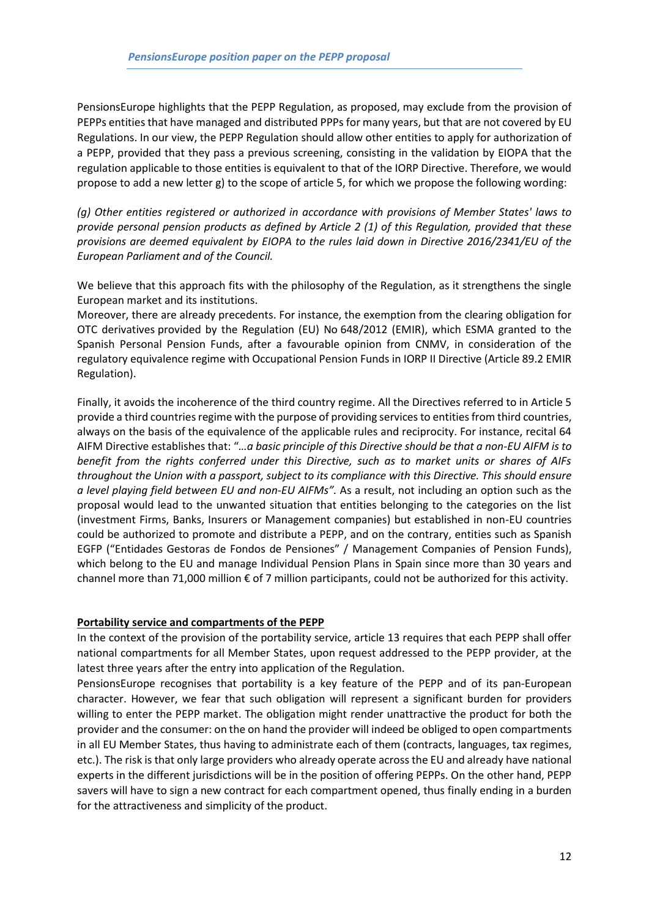PensionsEurope highlights that the PEPP Regulation, as proposed, may exclude from the provision of PEPPs entities that have managed and distributed PPPs for many years, but that are not covered by EU Regulations. In our view, the PEPP Regulation should allow other entities to apply for authorization of a PEPP, provided that they pass a previous screening, consisting in the validation by EIOPA that the regulation applicable to those entities is equivalent to that of the IORP Directive. Therefore, we would propose to add a new letter g) to the scope of article 5, for which we propose the following wording:

*(g) Other entities registered or authorized in accordance with provisions of Member States' laws to provide personal pension products as defined by Article 2 (1) of this Regulation, provided that these provisions are deemed equivalent by EIOPA to the rules laid down in Directive 2016/2341/EU of the European Parliament and of the Council.*

We believe that this approach fits with the philosophy of the Regulation, as it strengthens the single European market and its institutions.

Moreover, there are already precedents. For instance, the exemption from the clearing obligation for OTC derivatives provided by the Regulation (EU) No 648/2012 (EMIR), which ESMA granted to the Spanish Personal Pension Funds, after a favourable opinion from CNMV, in consideration of the regulatory equivalence regime with Occupational Pension Funds in IORP II Directive (Article 89.2 EMIR Regulation).

Finally, it avoids the incoherence of the third country regime. All the Directives referred to in Article 5 provide a third countries regime with the purpose of providing services to entities from third countries, always on the basis of the equivalence of the applicable rules and reciprocity. For instance, recital 64 AIFM Directive establishes that: "*…a basic principle of this Directive should be that a non-EU AIFM is to benefit from the rights conferred under this Directive, such as to market units or shares of AIFs throughout the Union with a passport, subject to its compliance with this Directive. This should ensure a level playing field between EU and non-EU AIFMs".* As a result, not including an option such as the proposal would lead to the unwanted situation that entities belonging to the categories on the list (investment Firms, Banks, Insurers or Management companies) but established in non-EU countries could be authorized to promote and distribute a PEPP, and on the contrary, entities such as Spanish EGFP ("Entidades Gestoras de Fondos de Pensiones" / Management Companies of Pension Funds), which belong to the EU and manage Individual Pension Plans in Spain since more than 30 years and channel more than 71,000 million € of 7 million participants, could not be authorized for this activity.

**Portability service and compartments of the PEPP**

In the context of the provision of the portability service, article 13 requires that each PEPP shall offer national compartments for all Member States, upon request addressed to the PEPP provider, at the latest three years after the entry into application of the Regulation.

PensionsEurope recognises that portability is a key feature of the PEPP and of its pan-European character. However, we fear that such obligation will represent a significant burden for providers willing to enter the PEPP market. The obligation might render unattractive the product for both the provider and the consumer: on the on hand the provider will indeed be obliged to open compartments in all EU Member States, thus having to administrate each of them (contracts, languages, tax regimes, etc.). The risk is that only large providers who already operate across the EU and already have national experts in the different jurisdictions will be in the position of offering PEPPs. On the other hand, PEPP savers will have to sign a new contract for each compartment opened, thus finally ending in a burden for the attractiveness and simplicity of the product.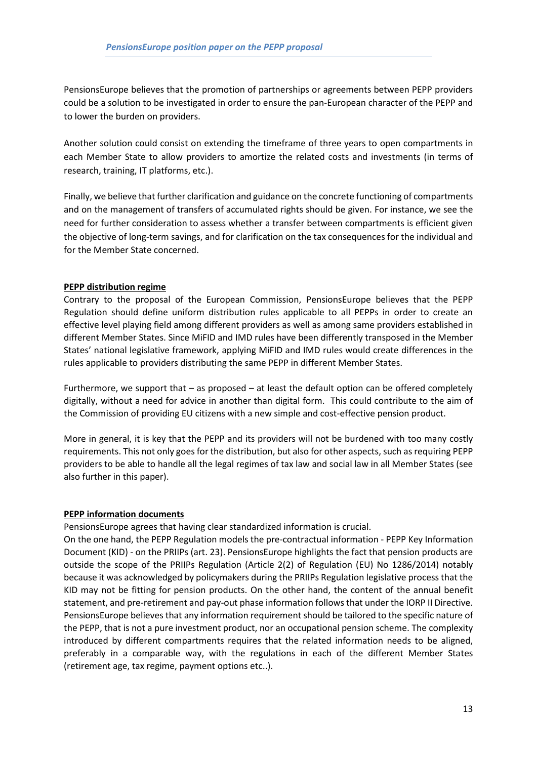PensionsEurope believes that the promotion of partnerships or agreements between PEPP providers could be a solution to be investigated in order to ensure the pan-European character of the PEPP and to lower the burden on providers.

Another solution could consist on extending the timeframe of three years to open compartments in each Member State to allow providers to amortize the related costs and investments (in terms of research, training, IT platforms, etc.).

Finally, we believe that further clarification and guidance on the concrete functioning of compartments and on the management of transfers of accumulated rights should be given. For instance, we see the need for further consideration to assess whether a transfer between compartments is efficient given the objective of long-term savings, and for clarification on the tax consequences for the individual and for the Member State concerned.

**PEPP distribution regime**

Contrary to the proposal of the European Commission, PensionsEurope believes that the PEPP Regulation should define uniform distribution rules applicable to all PEPPs in order to create an effective level playing field among different providers as well as among same providers established in different Member States. Since MiFID and IMD rules have been differently transposed in the Member States' national legislative framework, applying MiFID and IMD rules would create differences in the rules applicable to providers distributing the same PEPP in different Member States.

Furthermore, we support that – as proposed – at least the default option can be offered completely digitally, without a need for advice in another than digital form. This could contribute to the aim of the Commission of providing EU citizens with a new simple and cost-effective pension product.

More in general, it is key that the PEPP and its providers will not be burdened with too many costly requirements. This not only goes for the distribution, but also for other aspects, such as requiring PEPP providers to be able to handle all the legal regimes of tax law and social law in all Member States (see also further in this paper).

**PEPP information documents**

PensionsEurope agrees that having clear standardized information is crucial.
On the one hand, the PEPP Regulation models the pre-contractual information - PEPP Key Information Document (KID) - on the PRIIPs (art. 23). PensionsEurope highlights the fact that pension products are outside the scope of the PRIIPs Regulation (Article 2(2) of Regulation (EU) No 1286/2014) notably because it was acknowledged by policymakers during the PRIIPs Regulation legislative process that the KID may not be fitting for pension products. On the other hand, the content of the annual benefit statement, and pre-retirement and pay-out phase information follows that under the IORP II Directive. PensionsEurope believes that any information requirement should be tailored to the specific nature of the PEPP, that is not a pure investment product, nor an occupational pension scheme. The complexity introduced by different compartments requires that the related information needs to be aligned, preferably in a comparable way, with the regulations in each of the different Member States (retirement age, tax regime, payment options etc..).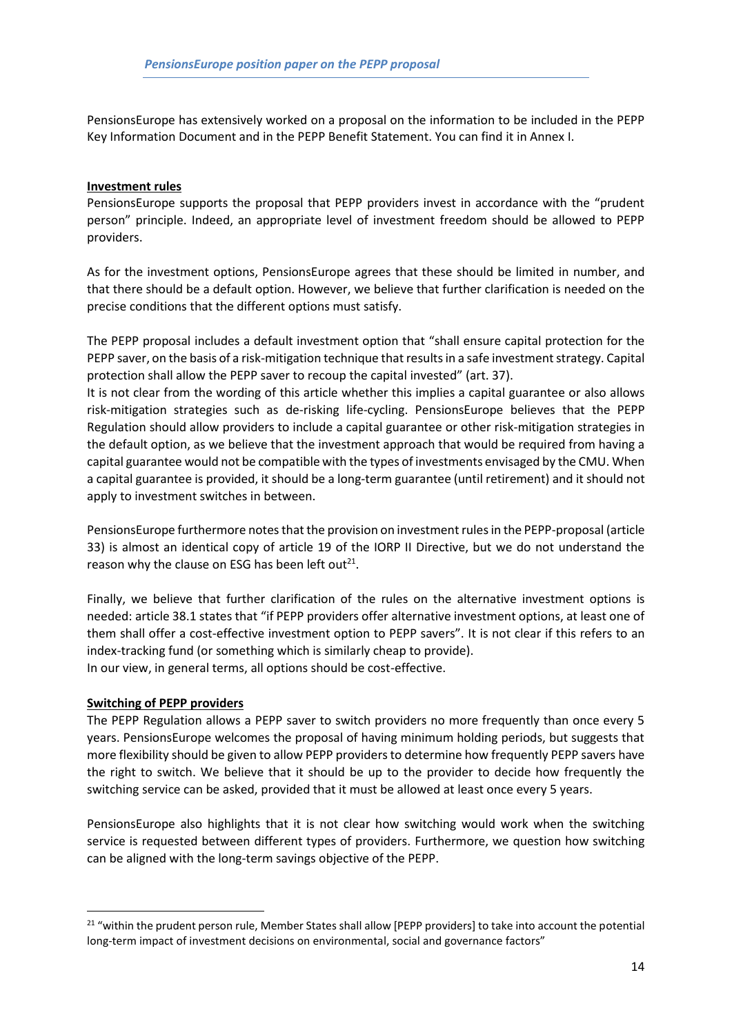PensionsEurope has extensively worked on a proposal on the information to be included in the PEPP Key Information Document and in the PEPP Benefit Statement. You can find it in Annex I.

**Investment rules**

PensionsEurope supports the proposal that PEPP providers invest in accordance with the "prudent person" principle. Indeed, an appropriate level of investment freedom should be allowed to PEPP providers.

As for the investment options, PensionsEurope agrees that these should be limited in number, and that there should be a default option. However, we believe that further clarification is needed on the precise conditions that the different options must satisfy.

The PEPP proposal includes a default investment option that "shall ensure capital protection for the PEPP saver, on the basis of a risk-mitigation technique that results in a safe investment strategy. Capital protection shall allow the PEPP saver to recoup the capital invested" (art. 37).
It is not clear from the wording of this article whether this implies a capital guarantee or also allows risk-mitigation strategies such as de-risking life-cycling. PensionsEurope believes that the PEPP Regulation should allow providers to include a capital guarantee or other risk-mitigation strategies in the default option, as we believe that the investment approach that would be required from having a capital guarantee would not be compatible with the types of investments envisaged by the CMU. When a capital guarantee is provided, it should be a long-term guarantee (until retirement) and it should not apply to investment switches in between.

PensionsEurope furthermore notes that the provision on investment rules in the PEPP-proposal (article 33) is almost an identical copy of article 19 of the IORP II Directive, but we do not understand the reason why the clause on ESG has been left out[21].

Finally, we believe that further clarification of the rules on the alternative investment options is needed: article 38.1 states that "if PEPP providers offer alternative investment options, at least one of them shall offer a cost-effective investment option to PEPP savers". It is not clear if this refers to an index-tracking fund (or something which is similarly cheap to provide).
In our view, in general terms, all options should be cost-effective.

**Switching of PEPP providers**

The PEPP Regulation allows a PEPP saver to switch providers no more frequently than once every 5 years. PensionsEurope welcomes the proposal of having minimum holding periods, but suggests that more flexibility should be given to allow PEPP providers to determine how frequently PEPP savers have the right to switch. We believe that it should be up to the provider to decide how frequently the switching service can be asked, provided that it must be allowed at least once every 5 years.

PensionsEurope also highlights that it is not clear how switching would work when the switching service is requested between different types of providers. Furthermore, we question how switching can be aligned with the long-term savings objective of the PEPP.

[21] "within the prudent person rule, Member States shall allow [PEPP providers] to take into account the potential long-term impact of investment decisions on environmental, social and governance factors"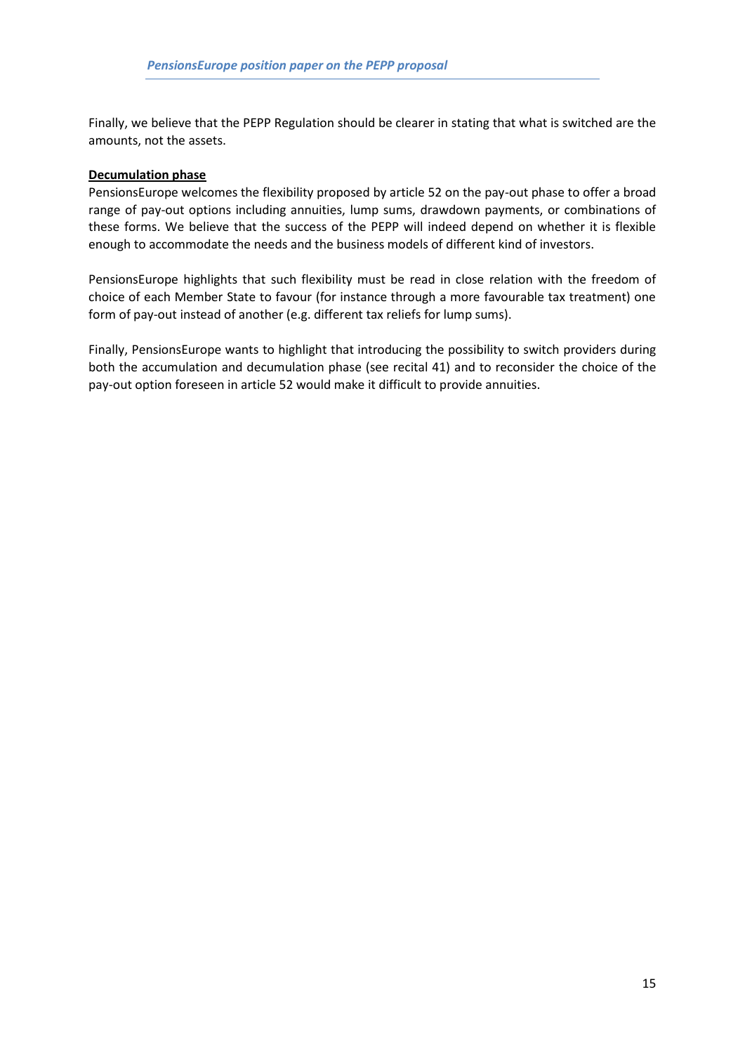Finally, we believe that the PEPP Regulation should be clearer in stating that what is switched are the amounts, not the assets.

**Decumulation phase**

PensionsEurope welcomes the flexibility proposed by article 52 on the pay-out phase to offer a broad range of pay-out options including annuities, lump sums, drawdown payments, or combinations of these forms. We believe that the success of the PEPP will indeed depend on whether it is flexible enough to accommodate the needs and the business models of different kind of investors.

PensionsEurope highlights that such flexibility must be read in close relation with the freedom of choice of each Member State to favour (for instance through a more favourable tax treatment) one form of pay-out instead of another (e.g. different tax reliefs for lump sums).

Finally, PensionsEurope wants to highlight that introducing the possibility to switch providers during both the accumulation and decumulation phase (see recital 41) and to reconsider the choice of the pay-out option foreseen in article 52 would make it difficult to provide annuities.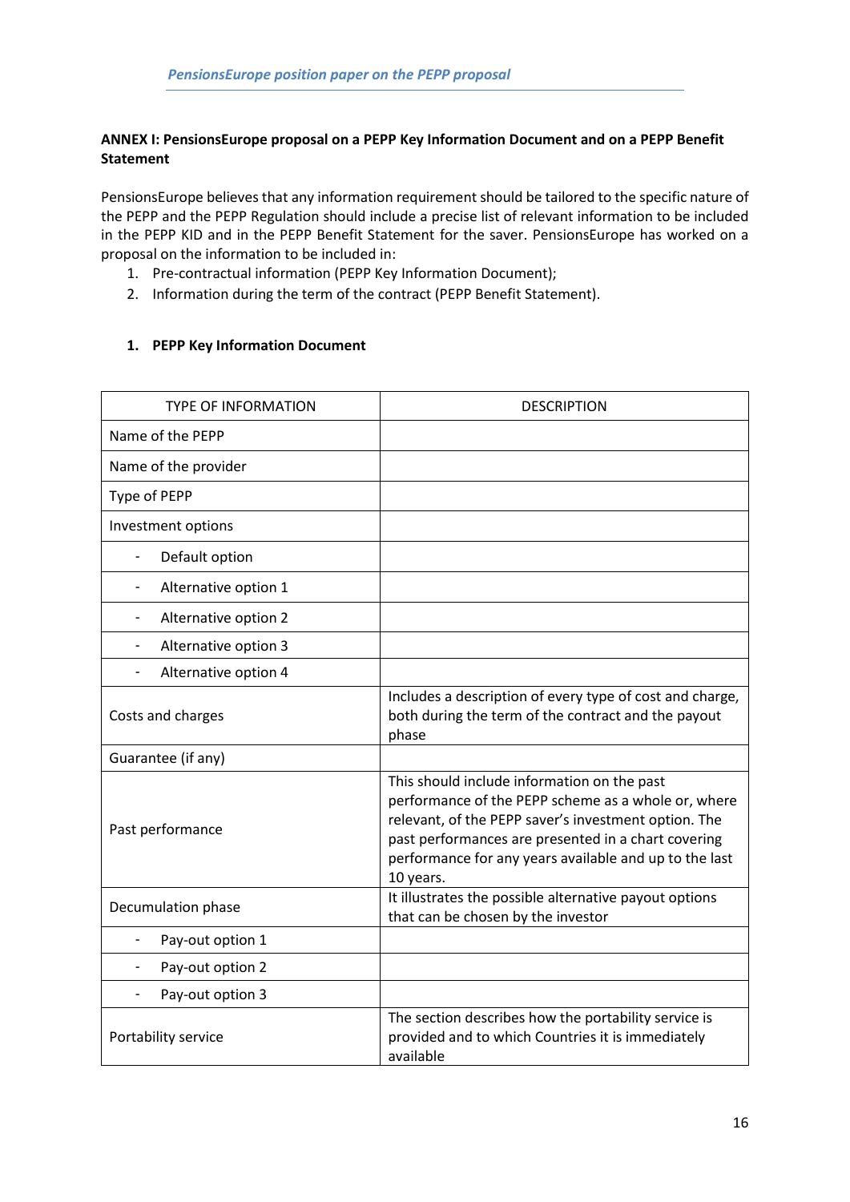**ANNEX I: PensionsEurope proposal on a PEPP Key Information Document and on a PEPP Benefit Statement**

PensionsEurope believes that any information requirement should be tailored to the specific nature of the PEPP and the PEPP Regulation should include a precise list of relevant information to be included in the PEPP KID and in the PEPP Benefit Statement for the saver. PensionsEurope has worked on a proposal on the information to be included in:

1. Pre-contractual information (PEPP Key Information Document);
2. Information during the term of the contract (PEPP Benefit Statement).

## 1. PEPP Key Information Document

| TYPE OF INFORMATION | DESCRIPTION |
|---|---|
| Name of the PEPP | |
| Name of the provider | |
| Type of PEPP | |
| Investment options | |
| - Default option | |
| - Alternative option 1 | |
| - Alternative option 2 | |
| - Alternative option 3 | |
| - Alternative option 4 | |
| Costs and charges | Includes a description of every type of cost and charge, both during the term of the contract and the payout phase |
| Guarantee (if any) | |
| Past performance | This should include information on the past performance of the PEPP scheme as a whole or, where relevant, of the PEPP saver's investment option. The past performances are presented in a chart covering performance for any years available and up to the last 10 years. |
| Decumulation phase | It illustrates the possible alternative payout options that can be chosen by the investor |
| - Pay-out option 1 | |
| - Pay-out option 2 | |
| - Pay-out option 3 | |
| Portability service | The section describes how the portability service is provided and to which Countries it is immediately available |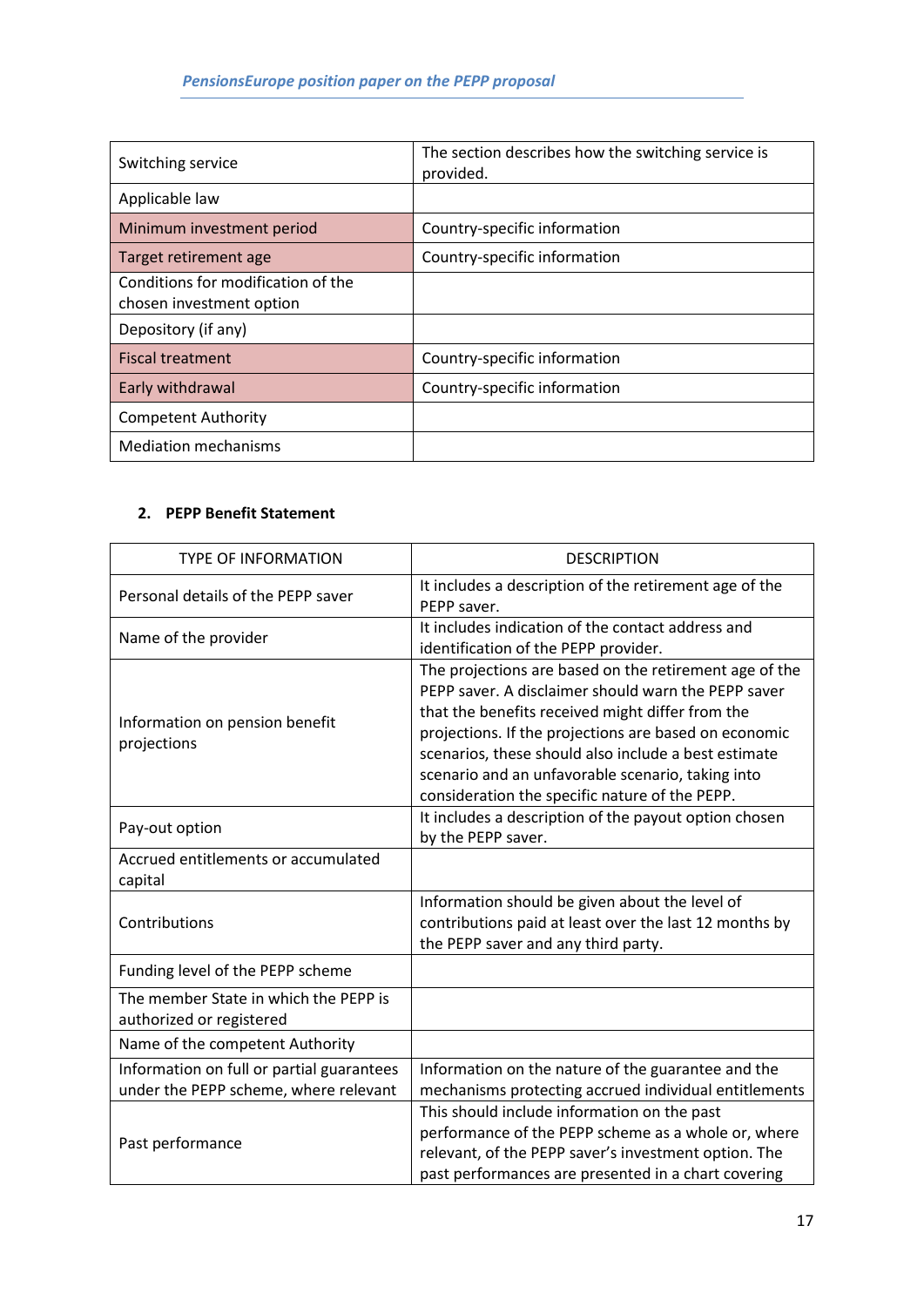| Switching service | The section describes how the switching service is provided. |
|---|---|
| Applicable law | |
| Minimum investment period | Country-specific information |
| Target retirement age | Country-specific information |
| Conditions for modification of the chosen investment option | |
| Depository (if any) | |
| Fiscal treatment | Country-specific information |
| Early withdrawal | Country-specific information |
| Competent Authority | |
| Mediation mechanisms | |

**2. PEPP Benefit Statement**

| TYPE OF INFORMATION | DESCRIPTION |
|---|---|
| Personal details of the PEPP saver | It includes a description of the retirement age of the PEPP saver. |
| Name of the provider | It includes indication of the contact address and identification of the PEPP provider. |
| Information on pension benefit projections | The projections are based on the retirement age of the PEPP saver. A disclaimer should warn the PEPP saver that the benefits received might differ from the projections. If the projections are based on economic scenarios, these should also include a best estimate scenario and an unfavorable scenario, taking into consideration the specific nature of the PEPP. |
| Pay-out option | It includes a description of the payout option chosen by the PEPP saver. |
| Accrued entitlements or accumulated capital | |
| Contributions | Information should be given about the level of contributions paid at least over the last 12 months by the PEPP saver and any third party. |
| Funding level of the PEPP scheme | |
| The member State in which the PEPP is authorized or registered | |
| Name of the competent Authority | |
| Information on full or partial guarantees under the PEPP scheme, where relevant | Information on the nature of the guarantee and the mechanisms protecting accrued individual entitlements |
| Past performance | This should include information on the past performance of the PEPP scheme as a whole or, where relevant, of the PEPP saver's investment option. The past performances are presented in a chart covering |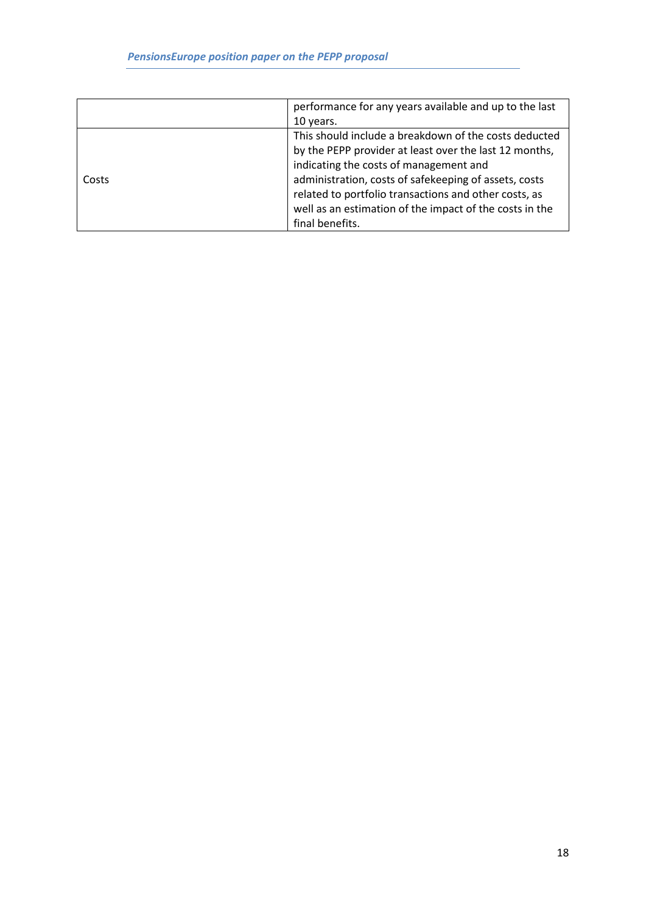| | |
|---|---|
| | performance for any years available and up to the last 10 years. |
| Costs | This should include a breakdown of the costs deducted by the PEPP provider at least over the last 12 months, indicating the costs of management and administration, costs of safekeeping of assets, costs related to portfolio transactions and other costs, as well as an estimation of the impact of the costs in the final benefits. |